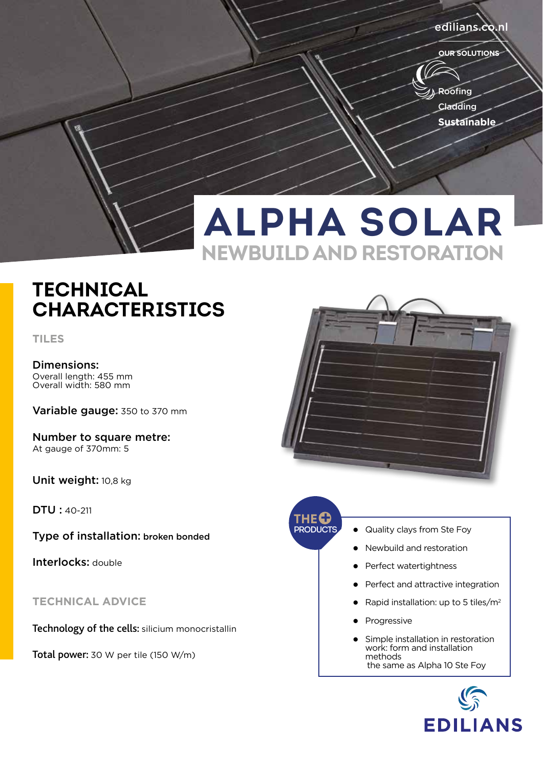edilians.co.nl

OUR SOLUTIONS

Roofing
Cladding
**Sustainable**

# ALPHA SOLAR

## NEWBUILD AND RESTORATION

## TECHNICAL CHARACTERISTICS

### TILES

**Dimensions:**
Overall length: 455 mm
Overall width: 580 mm

**Variable gauge:** 350 to 370 mm

**Number to square metre:**
At gauge of 370mm: 5

**Unit weight:** 10,8 kg

**DTU :** 40-211

**Type of installation:** broken bonded

**Interlocks:** double

### TECHNICAL ADVICE

**Technology of the cells:** silicium monocristallin

**Total power:** 30 W per tile (150 W/m)

### THE + PRODUCTS

- Quality clays from Ste Foy
- Newbuild and restoration
- Perfect watertightness
- Perfect and attractive integration
- Rapid installation: up to 5 tiles/m²
- Progressive
- Simple installation in restoration work: form and installation methods the same as Alpha 10 Ste Foy

EDILIANS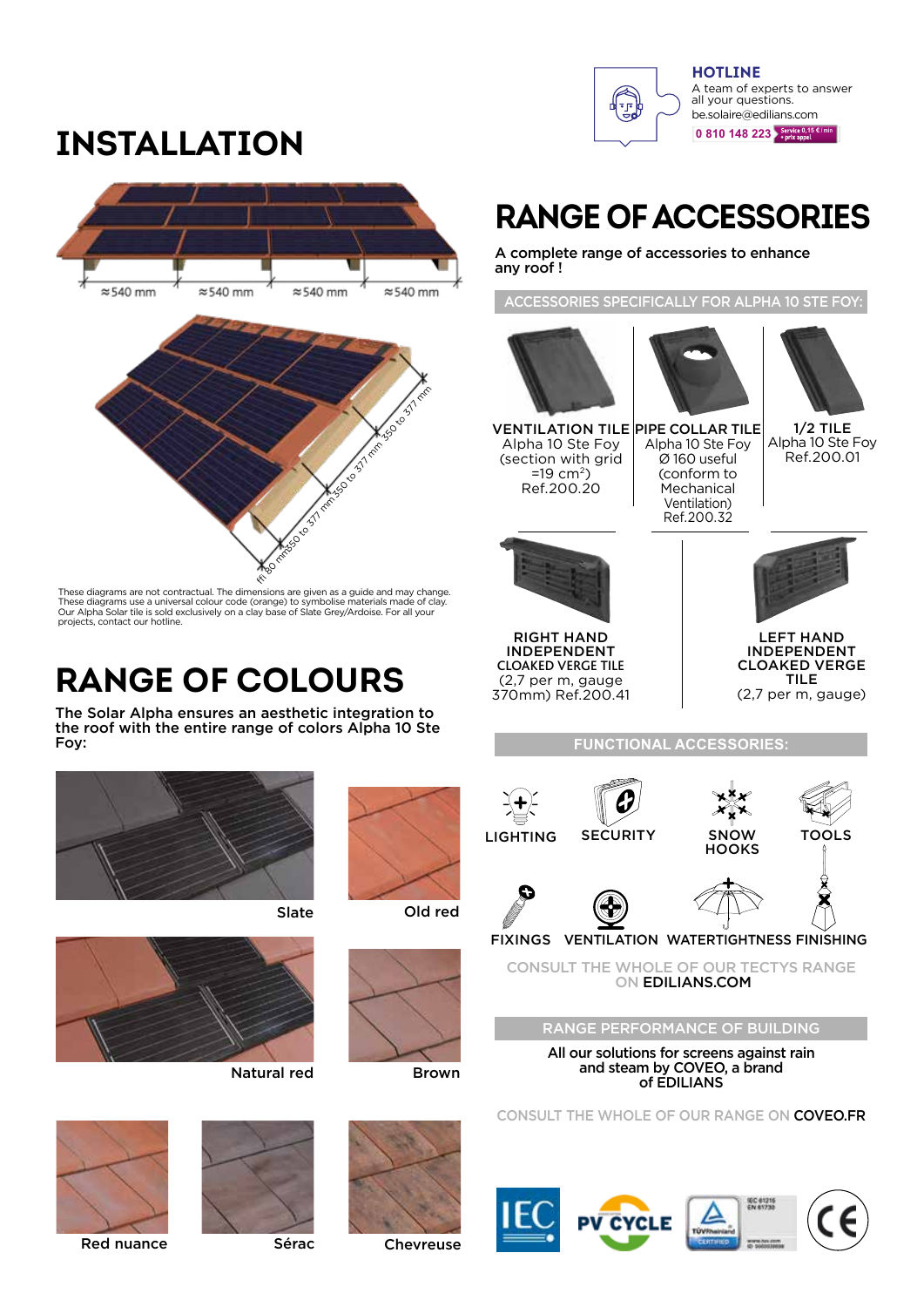HOTLINE

A team of experts to answer all your questions.

be.solaire@edilians.com

0 810 148 223 Service 0,15 € / min + prix appel

# INSTALLATION

≈540 mm ≈540 mm ≈540 mm ≈540 mm

350 to 377 mm 350 to 377 mm 350 to 377 mm 350 to 377 mm

ffi 80 mm

These diagrams are not contractual. The dimensions are given as a guide and may change. These diagrams use a universal colour code (orange) to symbolise materials made of clay. Our Alpha Solar tile is sold exclusively on a clay base of Slate Grey/Ardoise. For all your projects, contact our hotline.

# RANGE OF COLOURS

**The Solar Alpha ensures an aesthetic integration to the roof with the entire range of colors Alpha 10 Ste Foy:**

Slate

Old red

Natural red

Brown

Red nuance

Sérac

Chevreuse

# RANGE OF ACCESSORIES

**A complete range of accessories to enhance any roof !**

## ACCESSORIES SPECIFICALLY FOR ALPHA 10 STE FOY:

**VENTILATION TILE**
Alpha 10 Ste Foy (section with grid =19 cm²) Ref.200.20

**PIPE COLLAR TILE**
Alpha 10 Ste Foy Ø 160 useful (conform to Mechanical Ventilation) Ref.200.32

**1/2 TILE**
Alpha 10 Ste Foy Ref.200.01

**RIGHT HAND INDEPENDENT**
CLOAKED VERGE TILE (2,7 per m, gauge 370mm) Ref.200.41

**LEFT HAND INDEPENDENT CLOAKED VERGE TILE**
(2,7 per m, gauge)

## FUNCTIONAL ACCESSORIES:

LIGHTING

SECURITY

SNOW HOOKS

TOOLS

FIXINGS

VENTILATION

WATERTIGHTNESS

FINISHING

CONSULT THE WHOLE OF OUR TECTYS RANGE ON **EDILIANS.COM**

## RANGE PERFORMANCE OF BUILDING

**All our solutions for screens against rain and steam by COVEO, a brand of EDILIANS**

CONSULT THE WHOLE OF OUR RANGE ON **COVEO.FR**

IEC

PV CYCLE

IEC 61215 EN 61730

CE